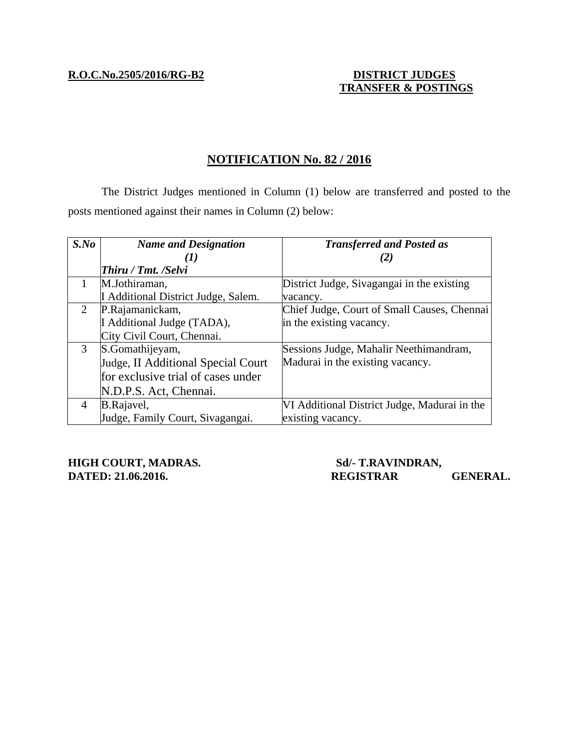**R.O.C.No.2505/2016/RG-B2**

**DISTRICT JUDGES TRANSFER & POSTINGS**

## NOTIFICATION No. 82 / 2016

The District Judges mentioned in Column (1) below are transferred and posted to the posts mentioned against their names in Column (2) below:

| ***S.No*** | ***Name and Designation (1)*** ***Thiru / Tmt. /Selvi*** | ***Transferred and Posted as (2)*** |
|---|---|---|
| 1 | M.Jothiraman, I Additional District Judge, Salem. | District Judge, Sivagangai in the existing vacancy. |
| 2 | P.Rajamanickam, I Additional Judge (TADA), City Civil Court, Chennai. | Chief Judge, Court of Small Causes, Chennai in the existing vacancy. |
| 3 | S.Gomathijeyam, Judge, II Additional Special Court for exclusive trial of cases under N.D.P.S. Act, Chennai. | Sessions Judge, Mahalir Neethimandram, Madurai in the existing vacancy. |
| 4 | B.Rajavel, Judge, Family Court, Sivagangai. | VI Additional District Judge, Madurai in the existing vacancy. |

**HIGH COURT, MADRAS.**
**DATED: 21.06.2016.**

**Sd/- T.RAVINDRAN,**
**REGISTRAR GENERAL.**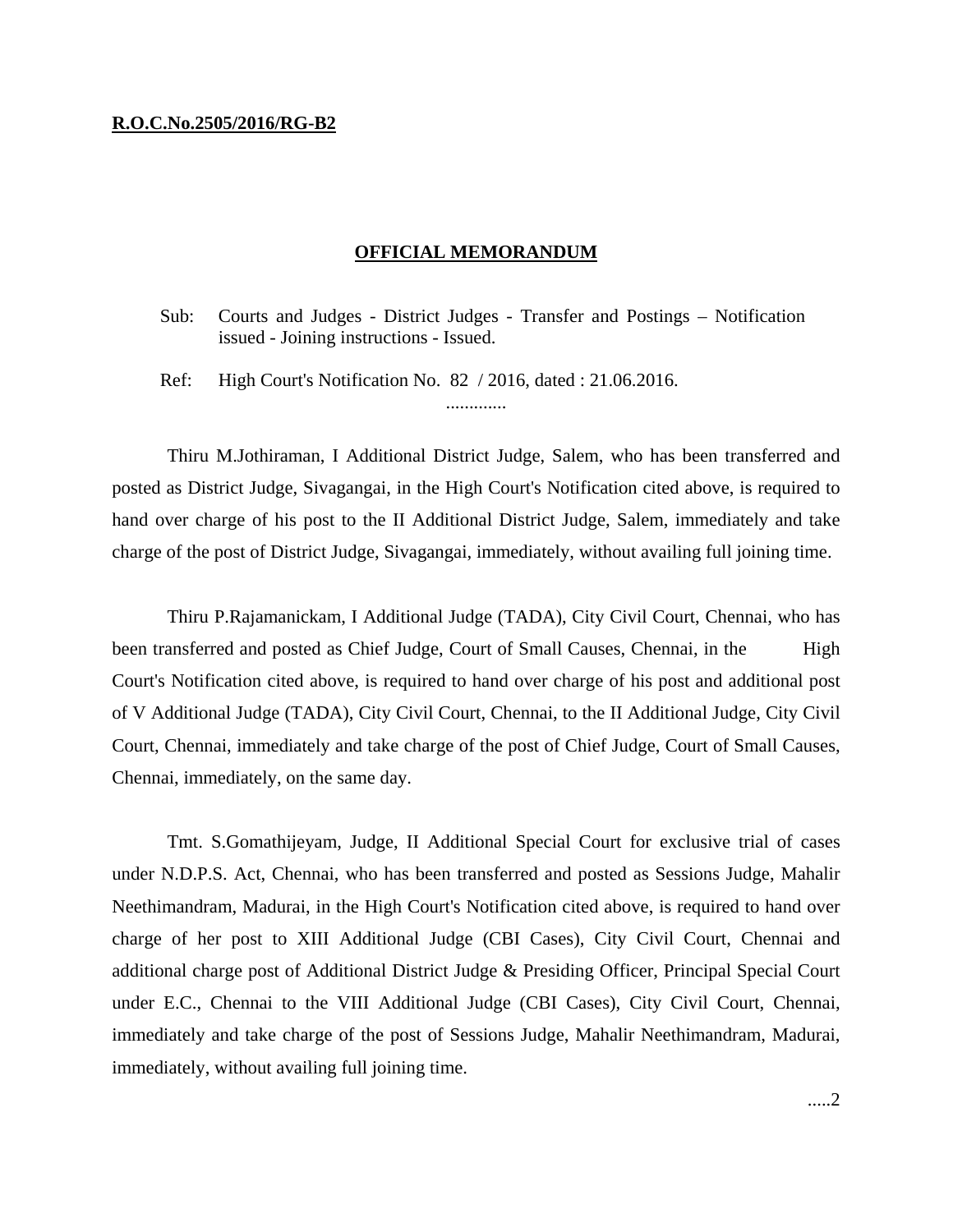**R.O.C.No.2505/2016/RG-B2**

**OFFICIAL MEMORANDUM**

Sub: Courts and Judges - District Judges - Transfer and Postings – Notification issued - Joining instructions - Issued.

Ref: High Court's Notification No. 82 / 2016, dated : 21.06.2016.

.............

Thiru M.Jothiraman, I Additional District Judge, Salem, who has been transferred and posted as District Judge, Sivagangai, in the High Court's Notification cited above, is required to hand over charge of his post to the II Additional District Judge, Salem, immediately and take charge of the post of District Judge, Sivagangai, immediately, without availing full joining time.

Thiru P.Rajamanickam, I Additional Judge (TADA), City Civil Court, Chennai, who has been transferred and posted as Chief Judge, Court of Small Causes, Chennai, in the High Court's Notification cited above, is required to hand over charge of his post and additional post of V Additional Judge (TADA), City Civil Court, Chennai, to the II Additional Judge, City Civil Court, Chennai, immediately and take charge of the post of Chief Judge, Court of Small Causes, Chennai, immediately, on the same day.

Tmt. S.Gomathijeyam, Judge, II Additional Special Court for exclusive trial of cases under N.D.P.S. Act, Chennai, who has been transferred and posted as Sessions Judge, Mahalir Neethimandram, Madurai, in the High Court's Notification cited above, is required to hand over charge of her post to XIII Additional Judge (CBI Cases), City Civil Court, Chennai and additional charge post of Additional District Judge & Presiding Officer, Principal Special Court under E.C., Chennai to the VIII Additional Judge (CBI Cases), City Civil Court, Chennai, immediately and take charge of the post of Sessions Judge, Mahalir Neethimandram, Madurai, immediately, without availing full joining time.

.....2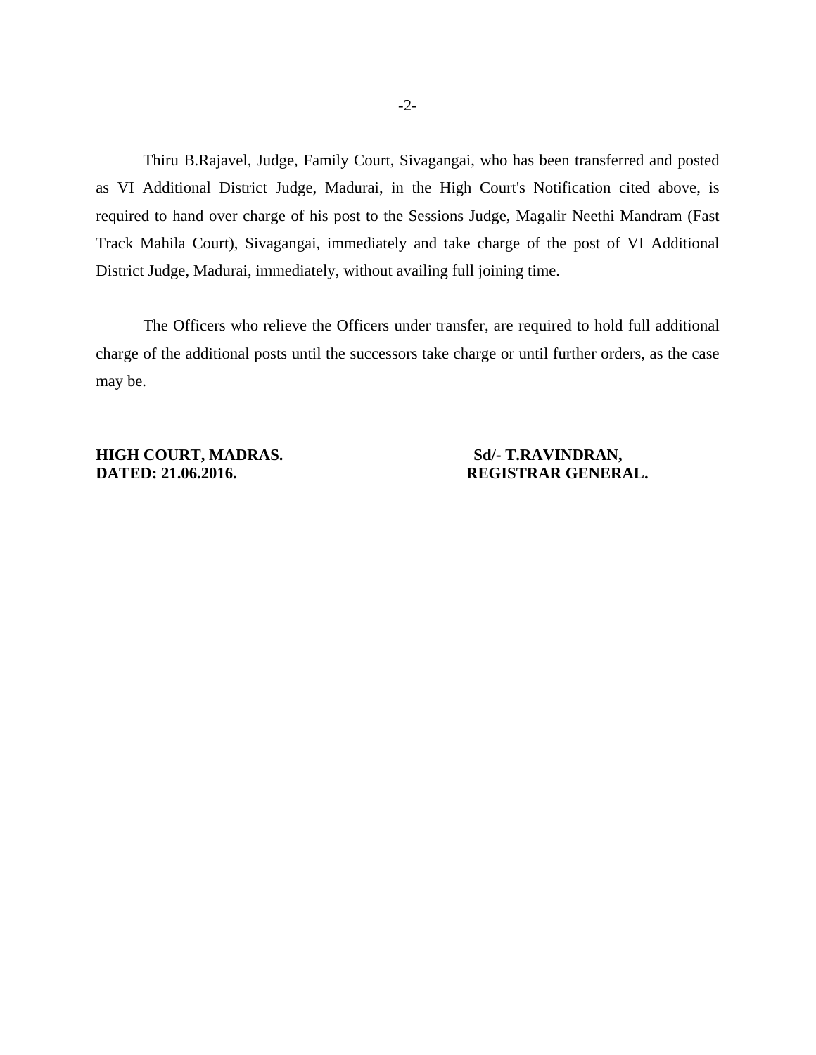Thiru B.Rajavel, Judge, Family Court, Sivagangai, who has been transferred and posted as VI Additional District Judge, Madurai, in the High Court's Notification cited above, is required to hand over charge of his post to the Sessions Judge, Magalir Neethi Mandram (Fast Track Mahila Court), Sivagangai, immediately and take charge of the post of VI Additional District Judge, Madurai, immediately, without availing full joining time.

The Officers who relieve the Officers under transfer, are required to hold full additional charge of the additional posts until the successors take charge or until further orders, as the case may be.

**HIGH COURT, MADRAS.** **Sd/- T.RAVINDRAN,**
**DATED: 21.06.2016.** **REGISTRAR GENERAL.**